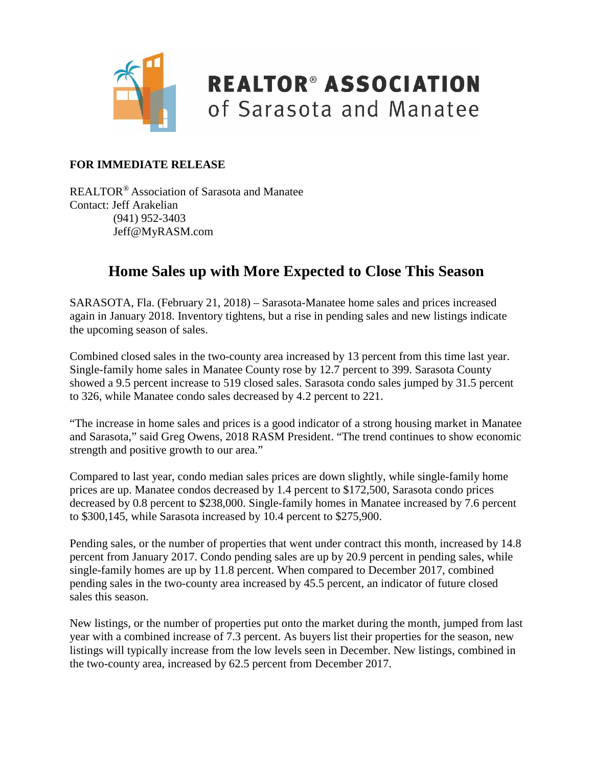**REALTOR® ASSOCIATION**
of Sarasota and Manatee

**FOR IMMEDIATE RELEASE**

REALTOR® Association of Sarasota and Manatee
Contact: Jeff Arakelian
(941) 952-3403
Jeff@MyRASM.com

# Home Sales up with More Expected to Close This Season

SARASOTA, Fla. (February 21, 2018) – Sarasota-Manatee home sales and prices increased again in January 2018. Inventory tightens, but a rise in pending sales and new listings indicate the upcoming season of sales.

Combined closed sales in the two-county area increased by 13 percent from this time last year. Single-family home sales in Manatee County rose by 12.7 percent to 399. Sarasota County showed a 9.5 percent increase to 519 closed sales. Sarasota condo sales jumped by 31.5 percent to 326, while Manatee condo sales decreased by 4.2 percent to 221.

"The increase in home sales and prices is a good indicator of a strong housing market in Manatee and Sarasota," said Greg Owens, 2018 RASM President. "The trend continues to show economic strength and positive growth to our area."

Compared to last year, condo median sales prices are down slightly, while single-family home prices are up. Manatee condos decreased by 1.4 percent to $172,500, Sarasota condo prices decreased by 0.8 percent to $238,000. Single-family homes in Manatee increased by 7.6 percent to $300,145, while Sarasota increased by 10.4 percent to $275,900.

Pending sales, or the number of properties that went under contract this month, increased by 14.8 percent from January 2017. Condo pending sales are up by 20.9 percent in pending sales, while single-family homes are up by 11.8 percent. When compared to December 2017, combined pending sales in the two-county area increased by 45.5 percent, an indicator of future closed sales this season.

New listings, or the number of properties put onto the market during the month, jumped from last year with a combined increase of 7.3 percent. As buyers list their properties for the season, new listings will typically increase from the low levels seen in December. New listings, combined in the two-county area, increased by 62.5 percent from December 2017.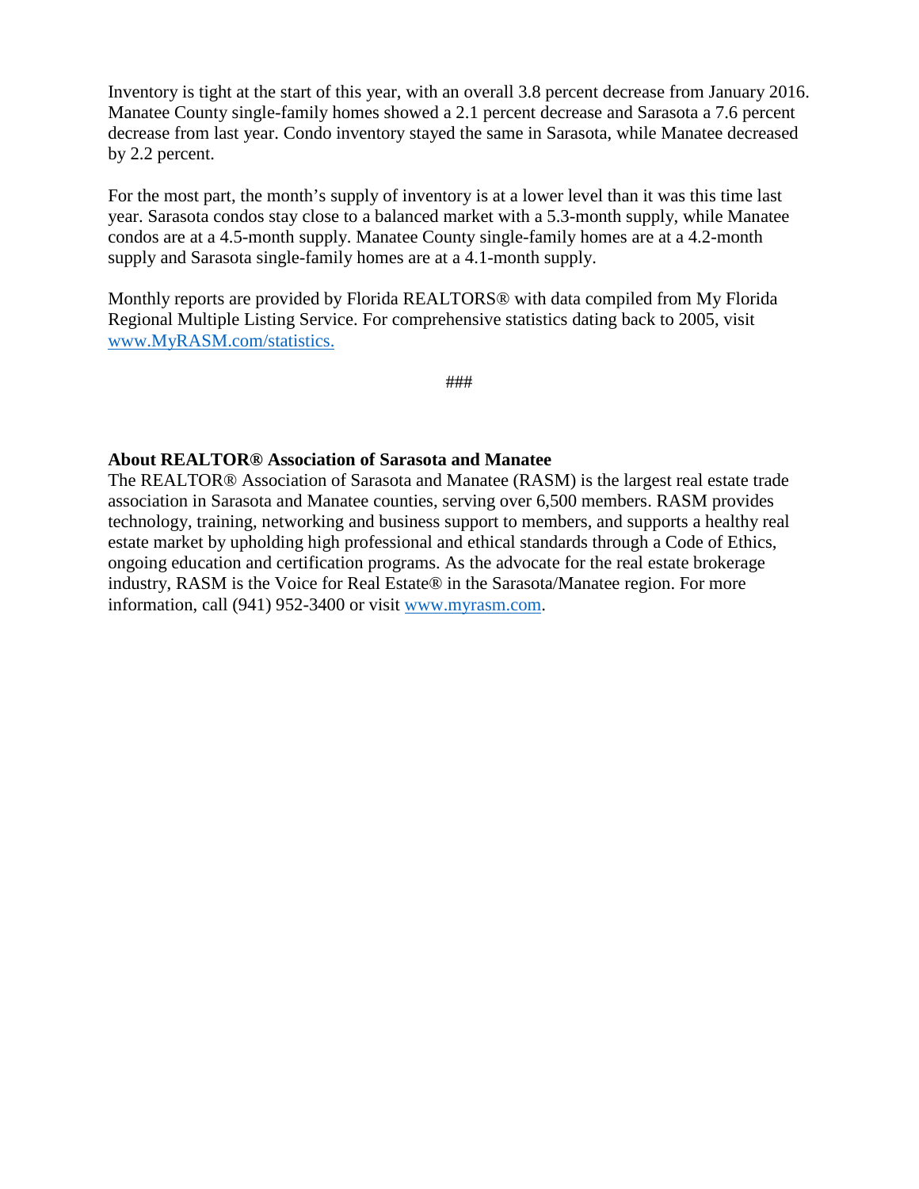Inventory is tight at the start of this year, with an overall 3.8 percent decrease from January 2016. Manatee County single-family homes showed a 2.1 percent decrease and Sarasota a 7.6 percent decrease from last year. Condo inventory stayed the same in Sarasota, while Manatee decreased by 2.2 percent.

For the most part, the month's supply of inventory is at a lower level than it was this time last year. Sarasota condos stay close to a balanced market with a 5.3-month supply, while Manatee condos are at a 4.5-month supply. Manatee County single-family homes are at a 4.2-month supply and Sarasota single-family homes are at a 4.1-month supply.

Monthly reports are provided by Florida REALTORS® with data compiled from My Florida Regional Multiple Listing Service. For comprehensive statistics dating back to 2005, visit [www.MyRASM.com/statistics.](http://www.MyRASM.com/statistics)

###

**About REALTOR® Association of Sarasota and Manatee**

The REALTOR® Association of Sarasota and Manatee (RASM) is the largest real estate trade association in Sarasota and Manatee counties, serving over 6,500 members. RASM provides technology, training, networking and business support to members, and supports a healthy real estate market by upholding high professional and ethical standards through a Code of Ethics, ongoing education and certification programs. As the advocate for the real estate brokerage industry, RASM is the Voice for Real Estate® in the Sarasota/Manatee region. For more information, call (941) 952-3400 or visit [www.myrasm.com](http://www.myrasm.com).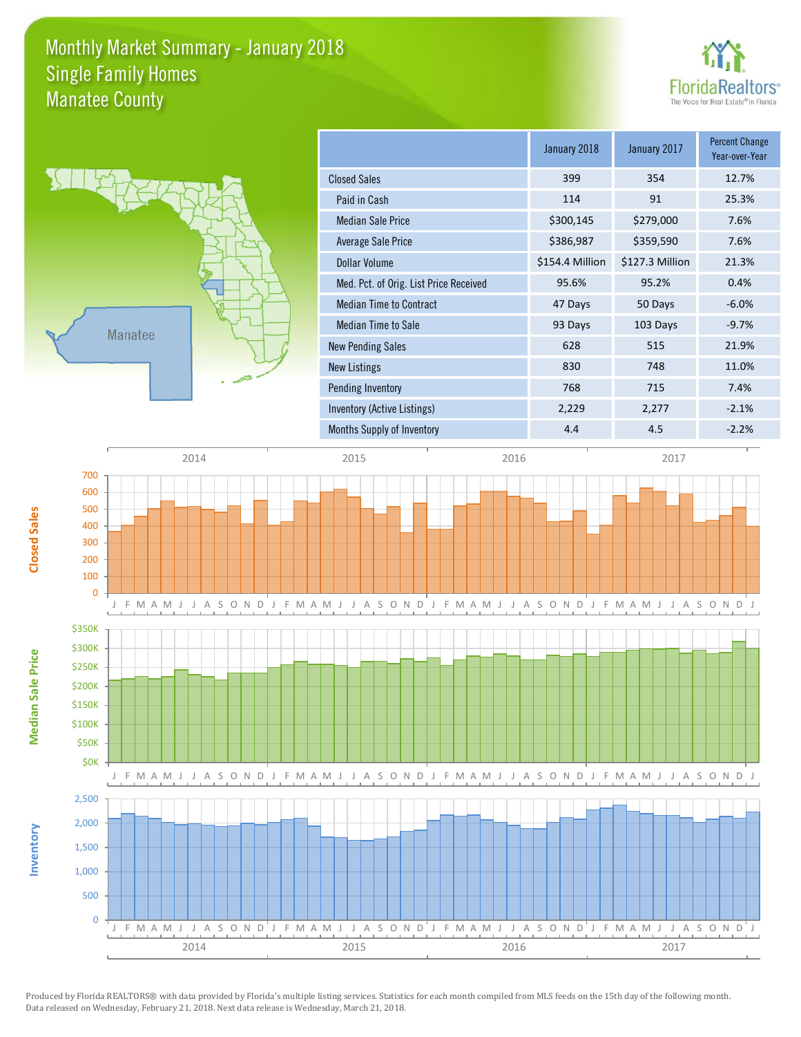# Monthly Market Summary - January 2018
## Single Family Homes
## Manatee County

FloridaRealtors®
The Voice for Real Estate® in Florida

Manatee

| | January 2018 | January 2017 | Percent Change Year-over-Year |
|---|---|---|---|
| Closed Sales | 399 | 354 | 12.7% |
| Paid in Cash | 114 | 91 | 25.3% |
| Median Sale Price | $300,145 | $279,000 | 7.6% |
| Average Sale Price | $386,987 | $359,590 | 7.6% |
| Dollar Volume | $154.4 Million | $127.3 Million | 21.3% |
| Med. Pct. of Orig. List Price Received | 95.6% | 95.2% | 0.4% |
| Median Time to Contract | 47 Days | 50 Days | -6.0% |
| Median Time to Sale | 93 Days | 103 Days | -9.7% |
| New Pending Sales | 628 | 515 | 21.9% |
| New Listings | 830 | 748 | 11.0% |
| Pending Inventory | 768 | 715 | 7.4% |
| Inventory (Active Listings) | 2,229 | 2,277 | -2.1% |
| Months Supply of Inventory | 4.4 | 4.5 | -2.2% |

2014 2015 2016 2017

Closed Sales

700
600
500
400
300
200
100
0

J F M A M J J A S O N D J F M A M J J A S O N D J F M A M J J A S O N D J F M A M J J A S O N D J

Median Sale Price

$350K
$300K
$250K
$200K
$150K
$100K
$50K
$0K

J F M A M J J A S O N D J F M A M J J A S O N D J F M A M J J A S O N D J F M A M J J A S O N D J

Inventory

2,500
2,000
1,500
1,000
500
0

J F M A M J J A S O N D J F M A M J J A S O N D J F M A M J J A S O N D J F M A M J J A S O N D J

2014 2015 2016 2017

Produced by Florida REALTORS® with data provided by Florida's multiple listing services. Statistics for each month compiled from MLS feeds on the 15th day of the following month. Data released on Wednesday, February 21, 2018. Next data release is Wednesday, March 21, 2018.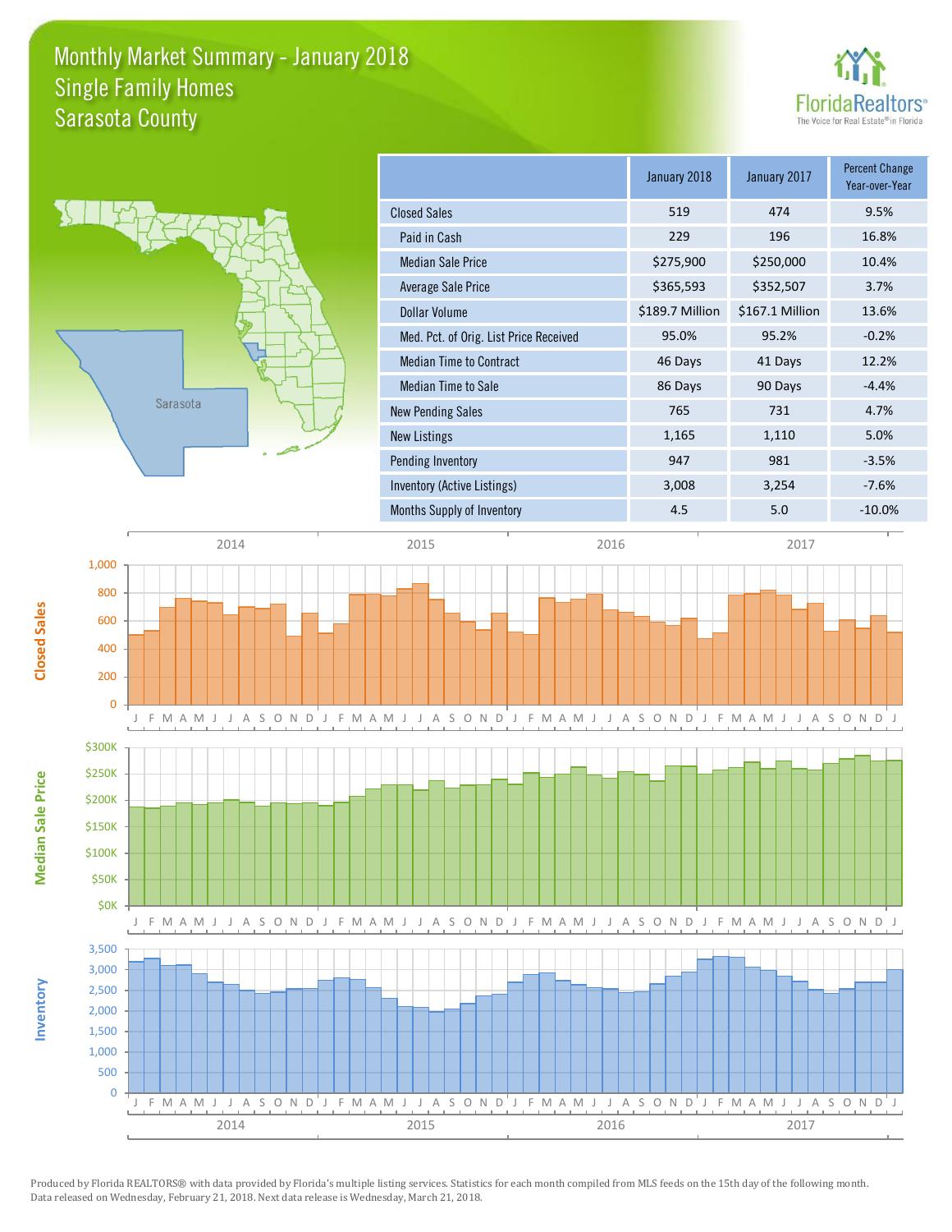# Monthly Market Summary - January 2018
## Single Family Homes
## Sarasota County

FloridaRealtors® The Voice for Real Estate® in Florida

Sarasota

| | January 2018 | January 2017 | Percent Change Year-over-Year |
|---|---|---|---|
| Closed Sales | 519 | 474 | 9.5% |
| Paid in Cash | 229 | 196 | 16.8% |
| Median Sale Price | $275,900 | $250,000 | 10.4% |
| Average Sale Price | $365,593 | $352,507 | 3.7% |
| Dollar Volume | $189.7 Million | $167.1 Million | 13.6% |
| Med. Pct. of Orig. List Price Received | 95.0% | 95.2% | -0.2% |
| Median Time to Contract | 46 Days | 41 Days | 12.2% |
| Median Time to Sale | 86 Days | 90 Days | -4.4% |
| New Pending Sales | 765 | 731 | 4.7% |
| New Listings | 1,165 | 1,110 | 5.0% |
| Pending Inventory | 947 | 981 | -3.5% |
| Inventory (Active Listings) | 3,008 | 3,254 | -7.6% |
| Months Supply of Inventory | 4.5 | 5.0 | -10.0% |

Closed Sales

1,000
800
600
400
200
0

2014 2015 2016 2017

J F M A M J J A S O N D J F M A M J J A S O N D J F M A M J J A S O N D J F M A M J J A S O N D J

Median Sale Price

$300K
$250K
$200K
$150K
$100K
$50K
$0K

J F M A M J J A S O N D J F M A M J J A S O N D J F M A M J J A S O N D J F M A M J J A S O N D J

Inventory

3,500
3,000
2,500
2,000
1,500
1,000
500
0

J F M A M J J A S O N D J F M A M J J A S O N D J F M A M J J A S O N D J F M A M J J A S O N D J

2014 2015 2016 2017

Produced by Florida REALTORS® with data provided by Florida's multiple listing services. Statistics for each month compiled from MLS feeds on the 15th day of the following month. Data released on Wednesday, February 21, 2018. Next data release is Wednesday, March 21, 2018.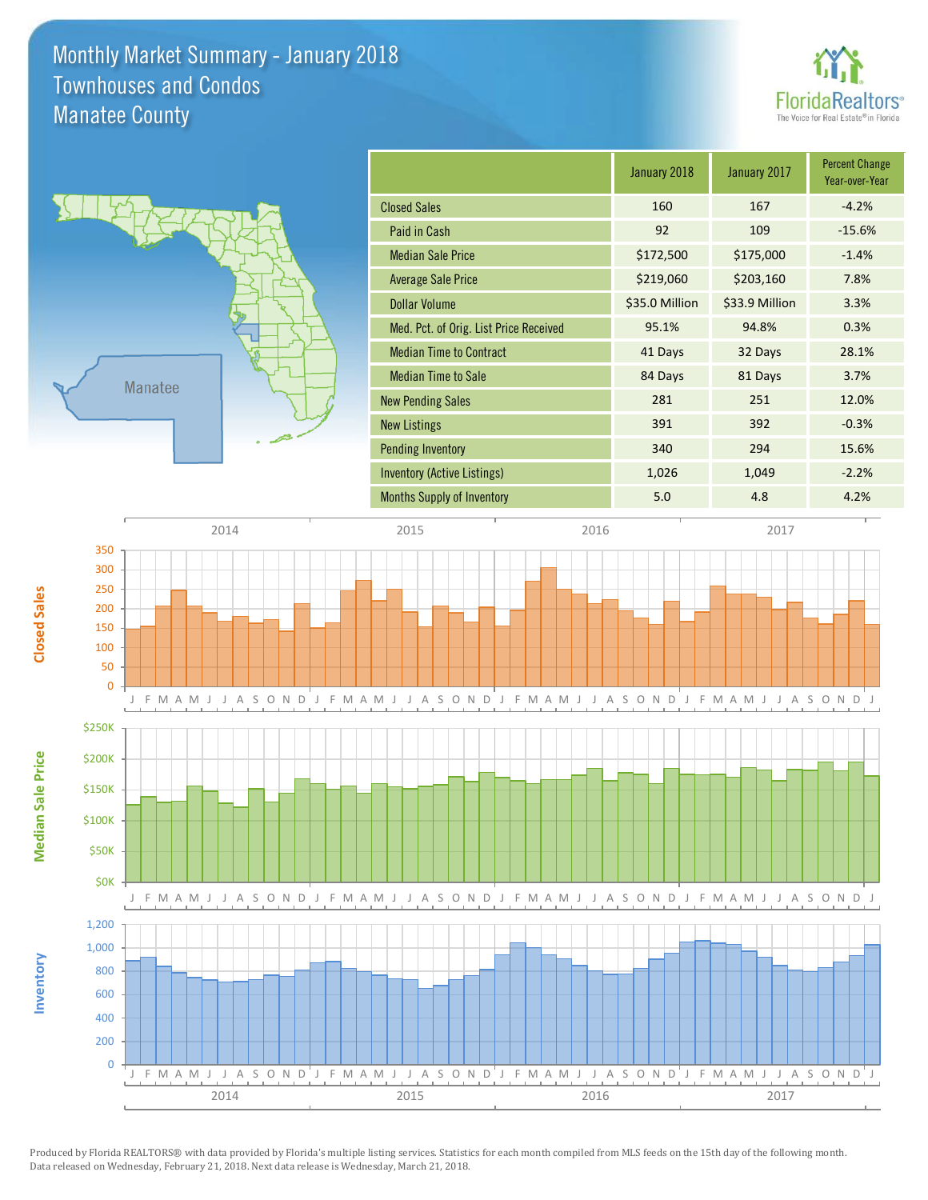# Monthly Market Summary - January 2018
## Townhouses and Condos
## Manatee County

FloridaRealtors®
The Voice for Real Estate® in Florida

Manatee

| | January 2018 | January 2017 | Percent Change Year-over-Year |
|---|---|---|---|
| Closed Sales | 160 | 167 | -4.2% |
| Paid in Cash | 92 | 109 | -15.6% |
| Median Sale Price | $172,500 | $175,000 | -1.4% |
| Average Sale Price | $219,060 | $203,160 | 7.8% |
| Dollar Volume | $35.0 Million | $33.9 Million | 3.3% |
| Med. Pct. of Orig. List Price Received | 95.1% | 94.8% | 0.3% |
| Median Time to Contract | 41 Days | 32 Days | 28.1% |
| Median Time to Sale | 84 Days | 81 Days | 3.7% |
| New Pending Sales | 281 | 251 | 12.0% |
| New Listings | 391 | 392 | -0.3% |
| Pending Inventory | 340 | 294 | 15.6% |
| Inventory (Active Listings) | 1,026 | 1,049 | -2.2% |
| Months Supply of Inventory | 5.0 | 4.8 | 4.2% |

Closed Sales

2014 2015 2016 2017

350 300 250 200 150 100 50 0

J F M A M J J A S O N D J F M A M J J A S O N D J F M A M J J A S O N D J F M A M J J A S O N D J

Median Sale Price

$250K $200K $150K $100K $50K $0K

J F M A M J J A S O N D J F M A M J J A S O N D J F M A M J J A S O N D J F M A M J J A S O N D J

Inventory

1,200 1,000 800 600 400 200 0

J F M A M J J A S O N D J F M A M J J A S O N D J F M A M J J A S O N D J F M A M J J A S O N D J

2014 2015 2016 2017

Produced by Florida REALTORS® with data provided by Florida's multiple listing services. Statistics for each month compiled from MLS feeds on the 15th day of the following month. Data released on Wednesday, February 21, 2018. Next data release is Wednesday, March 21, 2018.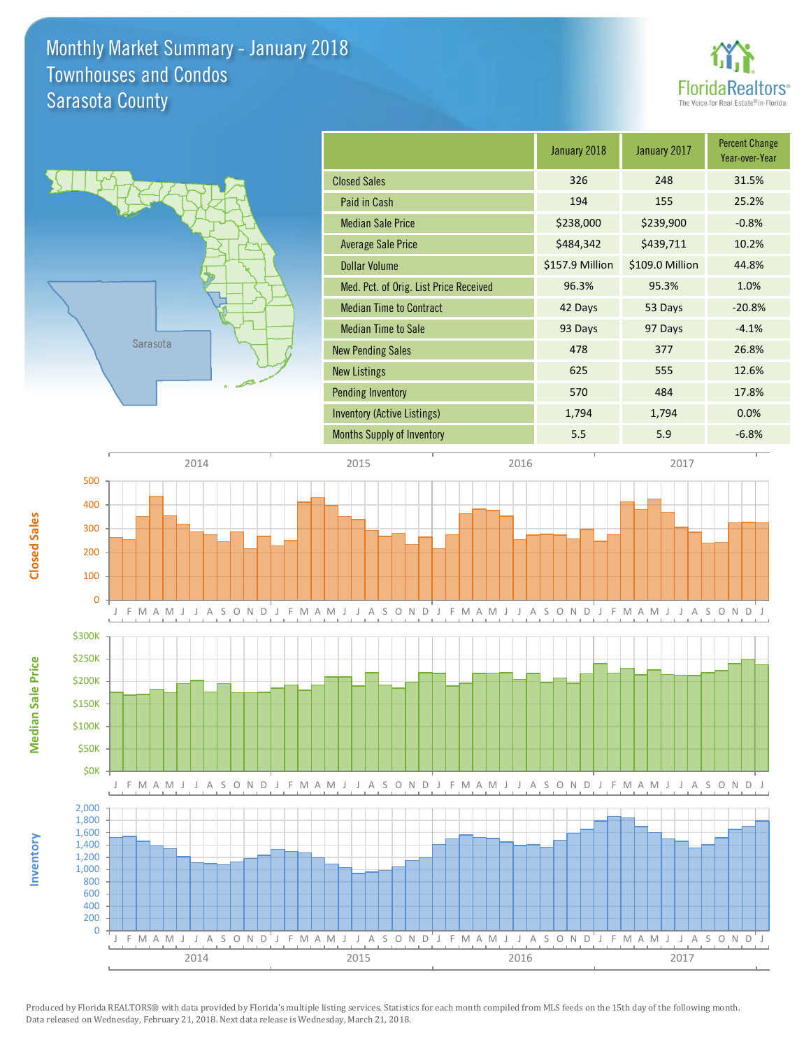# Monthly Market Summary - January 2018
## Townhouses and Condos
## Sarasota County

FloridaRealtors®
The Voice for Real Estate® in Florida

Sarasota

| | January 2018 | January 2017 | Percent Change Year-over-Year |
|---|---|---|---|
| Closed Sales | 326 | 248 | 31.5% |
| Paid in Cash | 194 | 155 | 25.2% |
| Median Sale Price | $238,000 | $239,900 | -0.8% |
| Average Sale Price | $484,342 | $439,711 | 10.2% |
| Dollar Volume | $157.9 Million | $109.0 Million | 44.8% |
| Med. Pct. of Orig. List Price Received | 96.3% | 95.3% | 1.0% |
| Median Time to Contract | 42 Days | 53 Days | -20.8% |
| Median Time to Sale | 93 Days | 97 Days | -4.1% |
| New Pending Sales | 478 | 377 | 26.8% |
| New Listings | 625 | 555 | 12.6% |
| Pending Inventory | 570 | 484 | 17.8% |
| Inventory (Active Listings) | 1,794 | 1,794 | 0.0% |
| Months Supply of Inventory | 5.5 | 5.9 | -6.8% |

2014 2015 2016 2017

Closed Sales

500
400
300
200
100
0

J F M A M J J A S O N D J F M A M J J A S O N D J F M A M J J A S O N D J F M A M J J A S O N D J

Median Sale Price

$300K
$250K
$200K
$150K
$100K
$50K
$0K

J F M A M J J A S O N D J F M A M J J A S O N D J F M A M J J A S O N D J F M A M J J A S O N D J

Inventory

2,000
1,800
1,600
1,400
1,200
1,000
800
600
400
200
0

J F M A M J J A S O N D J F M A M J J A S O N D J F M A M J J A S O N D J F M A M J J A S O N D J

2014 2015 2016 2017

Produced by Florida REALTORS® with data provided by Florida's multiple listing services. Statistics for each month compiled from MLS feeds on the 15th day of the following month. Data released on Wednesday, February 21, 2018. Next data release is Wednesday, March 21, 2018.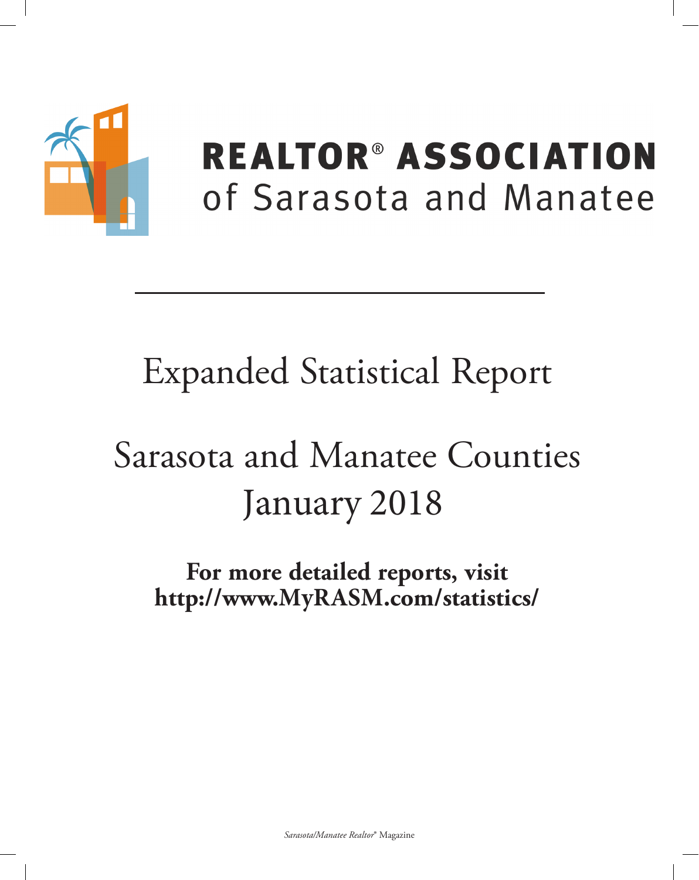# REALTOR® ASSOCIATION
## of Sarasota and Manatee

# Expanded Statistical Report

# Sarasota and Manatee Counties
# January 2018

**For more detailed reports, visit**
**http://www.MyRASM.com/statistics/**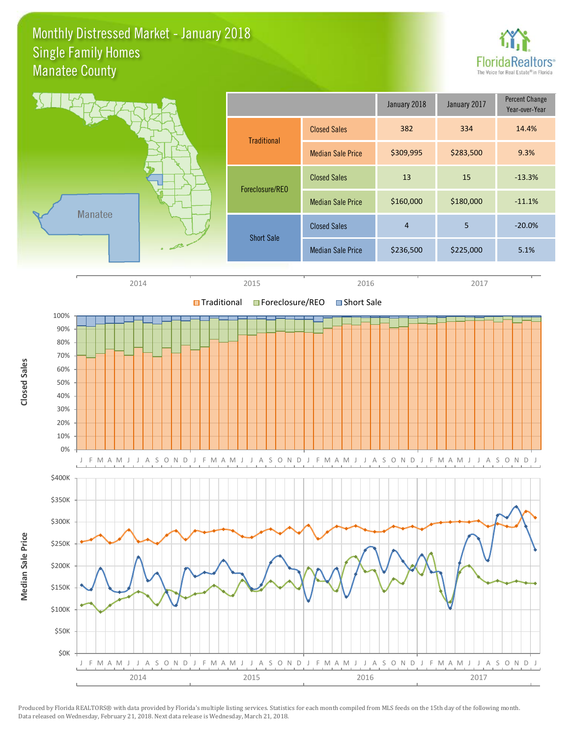# Monthly Distressed Market - January 2018
## Single Family Homes
## Manatee County

FloridaRealtors®
The Voice for Real Estate® in Florida

Manatee

| | | January 2018 | January 2017 | Percent Change Year-over-Year |
|---|---|---|---|---|
| Traditional | Closed Sales | 382 | 334 | 14.4% |
| | Median Sale Price | $309,995 | $283,500 | 9.3% |
| Foreclosure/REO | Closed Sales | 13 | 15 | -13.3% |
| | Median Sale Price | $160,000 | $180,000 | -11.1% |
| Short Sale | Closed Sales | 4 | 5 | -20.0% |
| | Median Sale Price | $236,500 | $225,000 | 5.1% |

2014 2015 2016 2017

Traditional Foreclosure/REO Short Sale

Closed Sales

100% 90% 80% 70% 60% 50% 40% 30% 20% 10% 0%

J F M A M J J A S O N D J F M A M J J A S O N D J F M A M J J A S O N D J F M A M J J A S O N D J

Median Sale Price

$400K $350K $300K $250K $200K $150K $100K $50K $0K

J F M A M J J A S O N D J F M A M J J A S O N D J F M A M J J A S O N D J F M A M J J A S O N D J

2014 2015 2016 2017

Produced by Florida REALTORS® with data provided by Florida's multiple listing services. Statistics for each month compiled from MLS feeds on the 15th day of the following month. Data released on Wednesday, February 21, 2018. Next data release is Wednesday, March 21, 2018.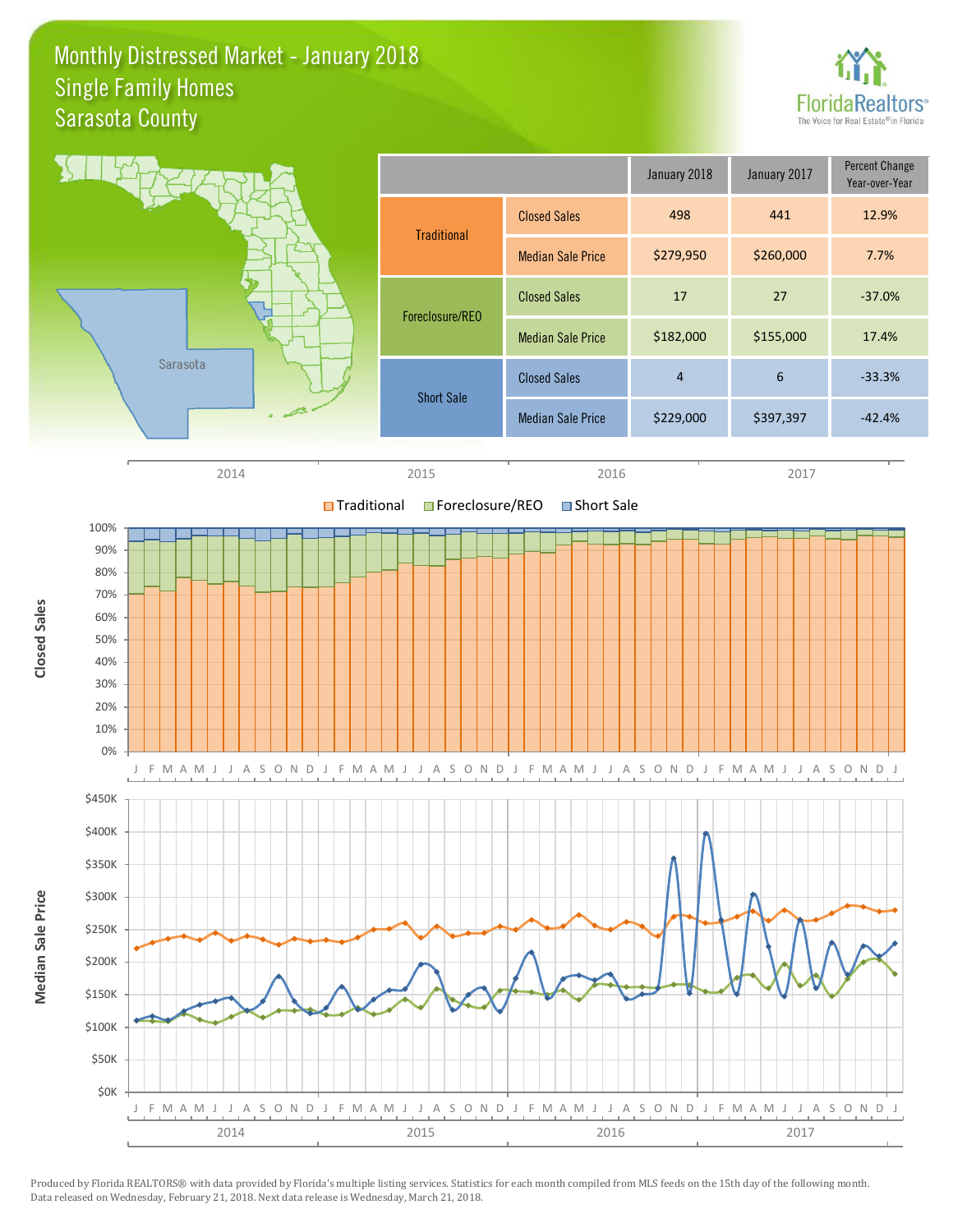# Monthly Distressed Market - January 2018
## Single Family Homes
## Sarasota County

FloridaRealtors®
The Voice for Real Estate® in Florida

Sarasota

| | | January 2018 | January 2017 | Percent Change Year-over-Year |
|---|---|---|---|---|
| Traditional | Closed Sales | 498 | 441 | 12.9% |
| | Median Sale Price | $279,950 | $260,000 | 7.7% |
| Foreclosure/REO | Closed Sales | 17 | 27 | -37.0% |
| | Median Sale Price | $182,000 | $155,000 | 17.4% |
| Short Sale | Closed Sales | 4 | 6 | -33.3% |
| | Median Sale Price | $229,000 | $397,397 | -42.4% |

2014 2015 2016 2017

Traditional Foreclosure/REO Short Sale

Closed Sales

100% 90% 80% 70% 60% 50% 40% 30% 20% 10% 0%

J F M A M J J A S O N D J F M A M J J A S O N D J F M A M J J A S O N D J F M A M J J A S O N D J

Median Sale Price

$450K $400K $350K $300K $250K $200K $150K $100K $50K $0K

J F M A M J J A S O N D J F M A M J J A S O N D J F M A M J J A S O N D J F M A M J J A S O N D J

2014 2015 2016 2017

Produced by Florida REALTORS® with data provided by Florida's multiple listing services. Statistics for each month compiled from MLS feeds on the 15th day of the following month. Data released on Wednesday, February 21, 2018. Next data release is Wednesday, March 21, 2018.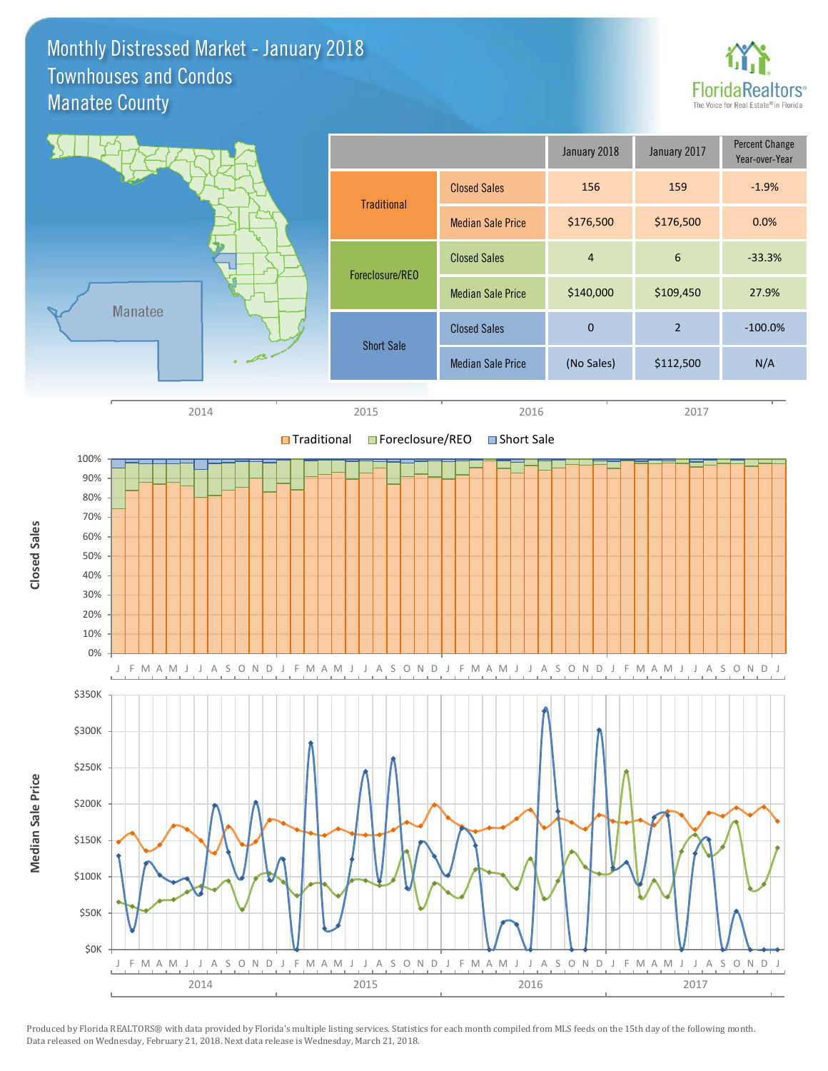# Monthly Distressed Market - January 2018
## Townhouses and Condos
## Manatee County

| | | January 2018 | January 2017 | Percent Change Year-over-Year |
|---|---|---|---|---|
| Traditional | Closed Sales | 156 | 159 | -1.9% |
| | Median Sale Price | $176,500 | $176,500 | 0.0% |
| Foreclosure/REO | Closed Sales | 4 | 6 | -33.3% |
| | Median Sale Price | $140,000 | $109,450 | 27.9% |
| Short Sale | Closed Sales | 0 | 2 | -100.0% |
| | Median Sale Price | (No Sales) | $112,500 | N/A |

Produced by Florida REALTORS® with data provided by Florida's multiple listing services. Statistics for each month compiled from MLS feeds on the 15th day of the following month. Data released on Wednesday, February 21, 2018. Next data release is Wednesday, March 21, 2018.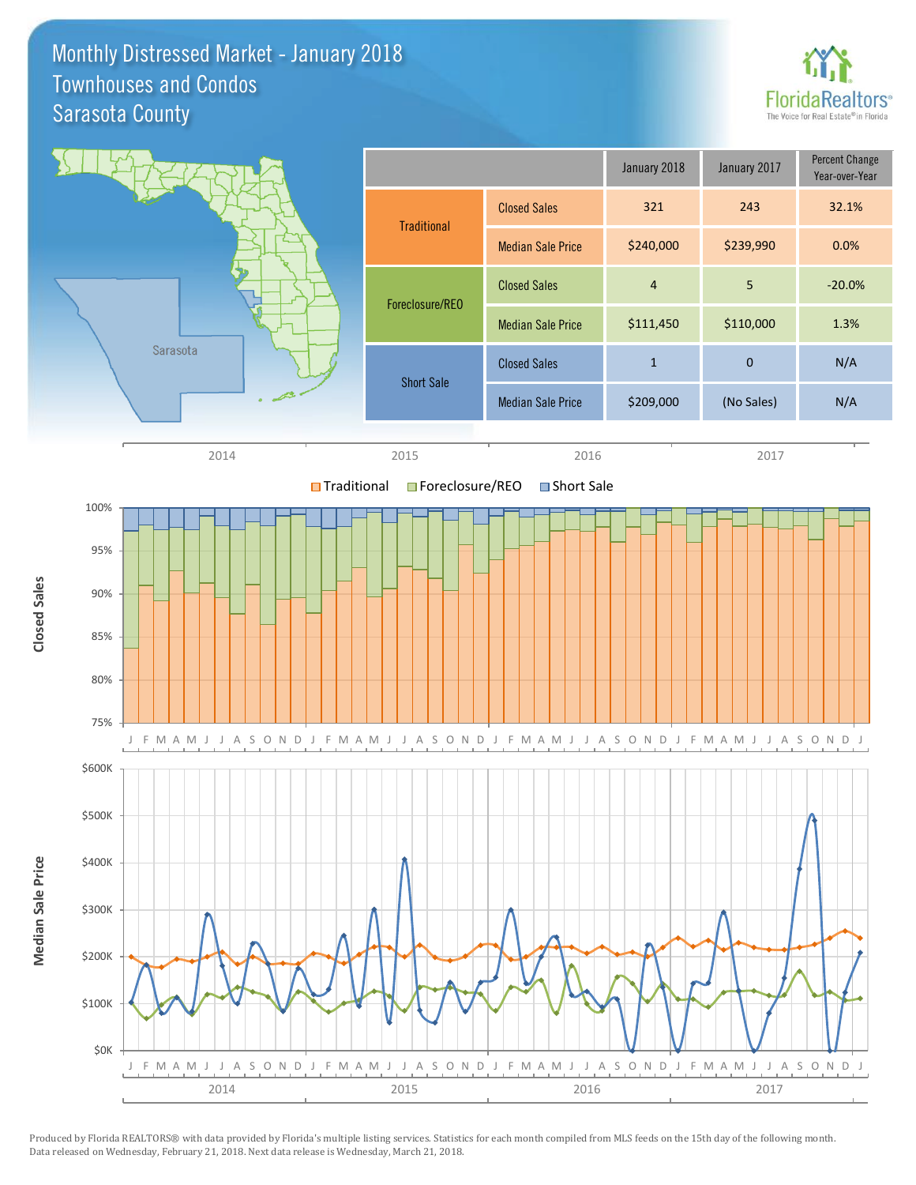# Monthly Distressed Market - January 2018
## Townhouses and Condos
## Sarasota County

FloridaRealtors®
The Voice for Real Estate® in Florida

Sarasota

| | | January 2018 | January 2017 | Percent Change Year-over-Year |
|---|---|---|---|---|
| Traditional | Closed Sales | 321 | 243 | 32.1% |
| | Median Sale Price | $240,000 | $239,990 | 0.0% |
| Foreclosure/REO | Closed Sales | 4 | 5 | -20.0% |
| | Median Sale Price | $111,450 | $110,000 | 1.3% |
| Short Sale | Closed Sales | 1 | 0 | N/A |
| | Median Sale Price | $209,000 | (No Sales) | N/A |

2014 2015 2016 2017

Traditional Foreclosure/REO Short Sale

Closed Sales

100%
95%
90%
85%
80%
75%

J F M A M J J A S O N D J F M A M J J A S O N D J F M A M J J A S O N D J F M A M J J A S O N D J

Median Sale Price

$600K
$500K
$400K
$300K
$200K
$100K
$0K

J F M A M J J A S O N D J F M A M J J A S O N D J F M A M J J A S O N D J F M A M J J A S O N D J

2014 2015 2016 2017

Produced by Florida REALTORS® with data provided by Florida's multiple listing services. Statistics for each month compiled from MLS feeds on the 15th day of the following month. Data released on Wednesday, February 21, 2018. Next data release is Wednesday, March 21, 2018.